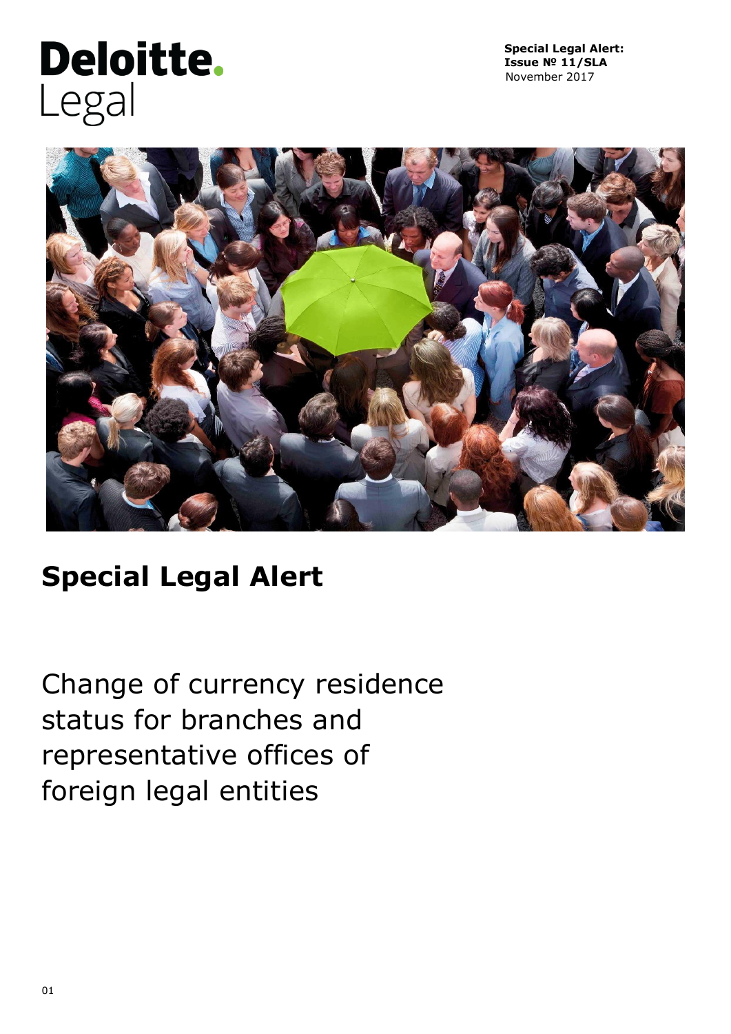Deloitte.
Legal

**Special Legal Alert:**
**Issue № 11/SLA**
November 2017

# Special Legal Alert

## Change of currency residence status for branches and representative offices of foreign legal entities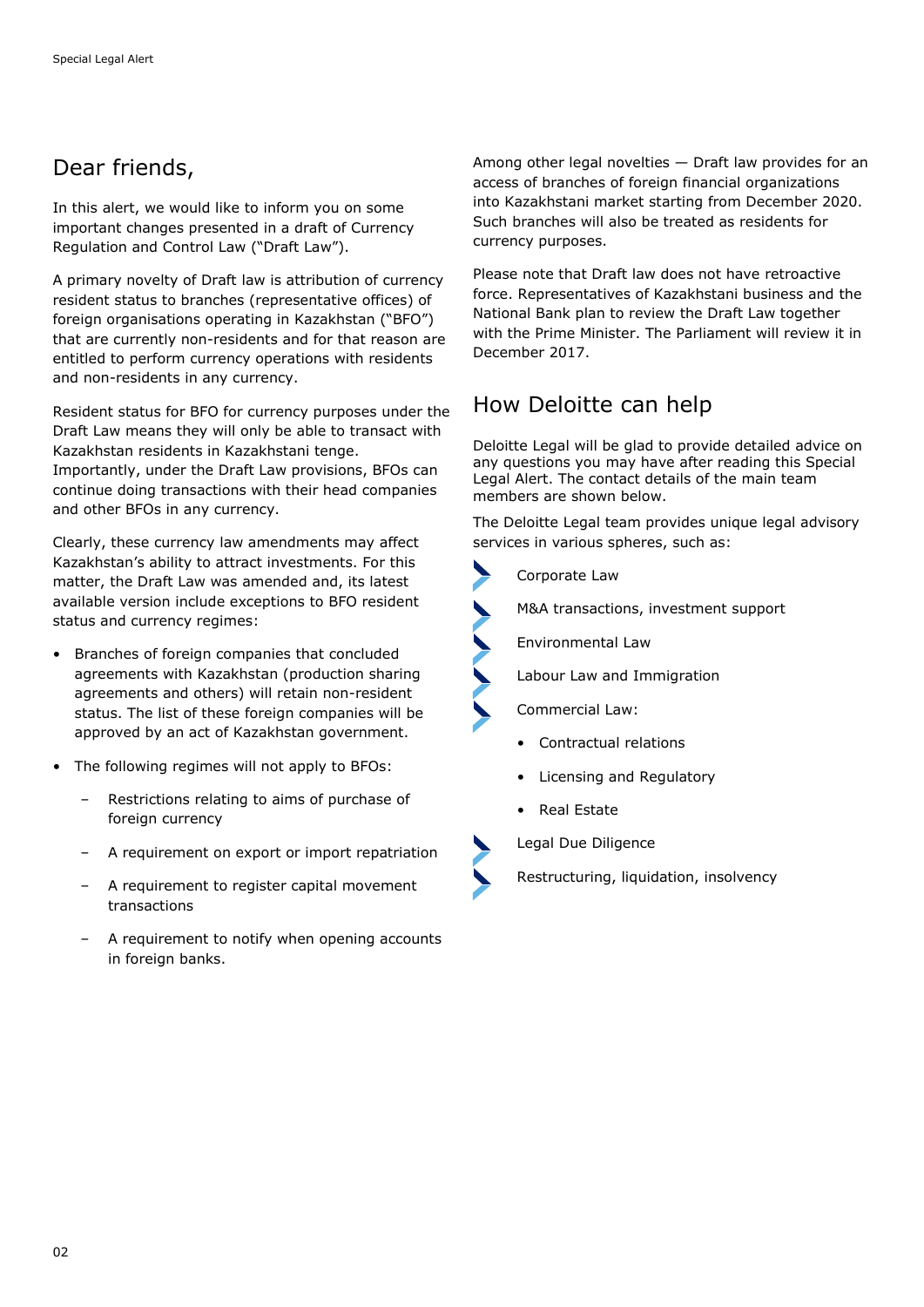# Dear friends,

In this alert, we would like to inform you on some important changes presented in a draft of Currency Regulation and Control Law ("Draft Law").

A primary novelty of Draft law is attribution of currency resident status to branches (representative offices) of foreign organisations operating in Kazakhstan ("BFO") that are currently non-residents and for that reason are entitled to perform currency operations with residents and non-residents in any currency.

Resident status for BFO for currency purposes under the Draft Law means they will only be able to transact with Kazakhstan residents in Kazakhstani tenge. Importantly, under the Draft Law provisions, BFOs can continue doing transactions with their head companies and other BFOs in any currency.

Clearly, these currency law amendments may affect Kazakhstan's ability to attract investments. For this matter, the Draft Law was amended and, its latest available version include exceptions to BFO resident status and currency regimes:

- Branches of foreign companies that concluded agreements with Kazakhstan (production sharing agreements and others) will retain non-resident status. The list of these foreign companies will be approved by an act of Kazakhstan government.
- The following regimes will not apply to BFOs:
  - Restrictions relating to aims of purchase of foreign currency
  - A requirement on export or import repatriation
  - A requirement to register capital movement transactions
  - A requirement to notify when opening accounts in foreign banks.

Among other legal novelties — Draft law provides for an access of branches of foreign financial organizations into Kazakhstani market starting from December 2020. Such branches will also be treated as residents for currency purposes.

Please note that Draft law does not have retroactive force. Representatives of Kazakhstani business and the National Bank plan to review the Draft Law together with the Prime Minister. The Parliament will review it in December 2017.

## How Deloitte can help

Deloitte Legal will be glad to provide detailed advice on any questions you may have after reading this Special Legal Alert. The contact details of the main team members are shown below.

The Deloitte Legal team provides unique legal advisory services in various spheres, such as:

- Corporate Law
- M&A transactions, investment support
- Environmental Law
- Labour Law and Immigration
- Commercial Law:
  - Contractual relations
  - Licensing and Regulatory
  - Real Estate
- Legal Due Diligence
- Restructuring, liquidation, insolvency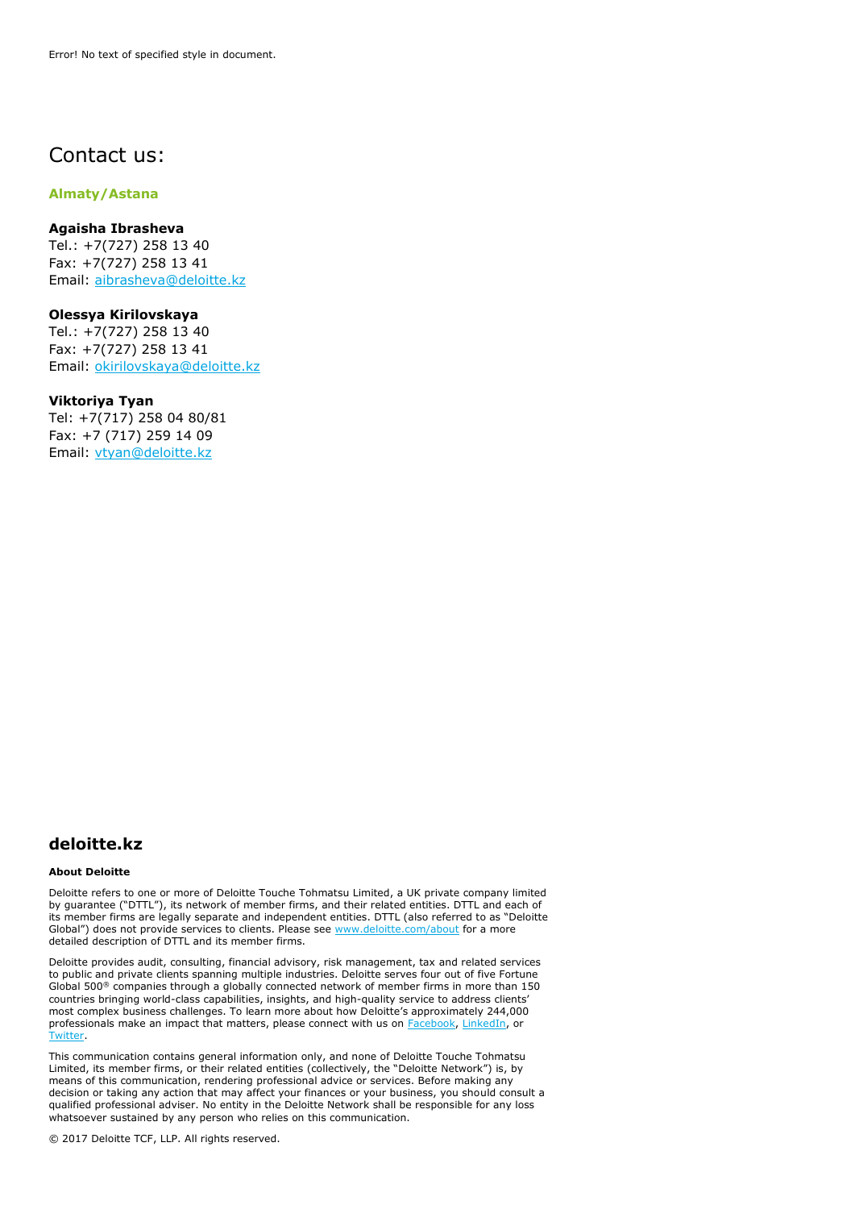Error! No text of specified style in document.

# Contact us:

### Almaty/Astana

**Agaisha Ibrasheva**
Tel.: +7(727) 258 13 40
Fax: +7(727) 258 13 41
Email: aibrasheva@deloitte.kz

**Olessya Kirilovskaya**
Tel.: +7(727) 258 13 40
Fax: +7(727) 258 13 41
Email: okirilovskaya@deloitte.kz

**Viktoriya Tyan**
Tel: +7(717) 258 04 80/81
Fax: +7 (717) 259 14 09
Email: vtyan@deloitte.kz

## deloitte.kz

**About Deloitte**

Deloitte refers to one or more of Deloitte Touche Tohmatsu Limited, a UK private company limited by guarantee ("DTTL"), its network of member firms, and their related entities. DTTL and each of its member firms are legally separate and independent entities. DTTL (also referred to as "Deloitte Global") does not provide services to clients. Please see www.deloitte.com/about for a more detailed description of DTTL and its member firms.

Deloitte provides audit, consulting, financial advisory, risk management, tax and related services to public and private clients spanning multiple industries. Deloitte serves four out of five Fortune Global 500® companies through a globally connected network of member firms in more than 150 countries bringing world-class capabilities, insights, and high-quality service to address clients' most complex business challenges. To learn more about how Deloitte's approximately 244,000 professionals make an impact that matters, please connect with us on Facebook, LinkedIn, or Twitter.

This communication contains general information only, and none of Deloitte Touche Tohmatsu Limited, its member firms, or their related entities (collectively, the "Deloitte Network") is, by means of this communication, rendering professional advice or services. Before making any decision or taking any action that may affect your finances or your business, you should consult a qualified professional adviser. No entity in the Deloitte Network shall be responsible for any loss whatsoever sustained by any person who relies on this communication.

© 2017 Deloitte TCF, LLP. All rights reserved.